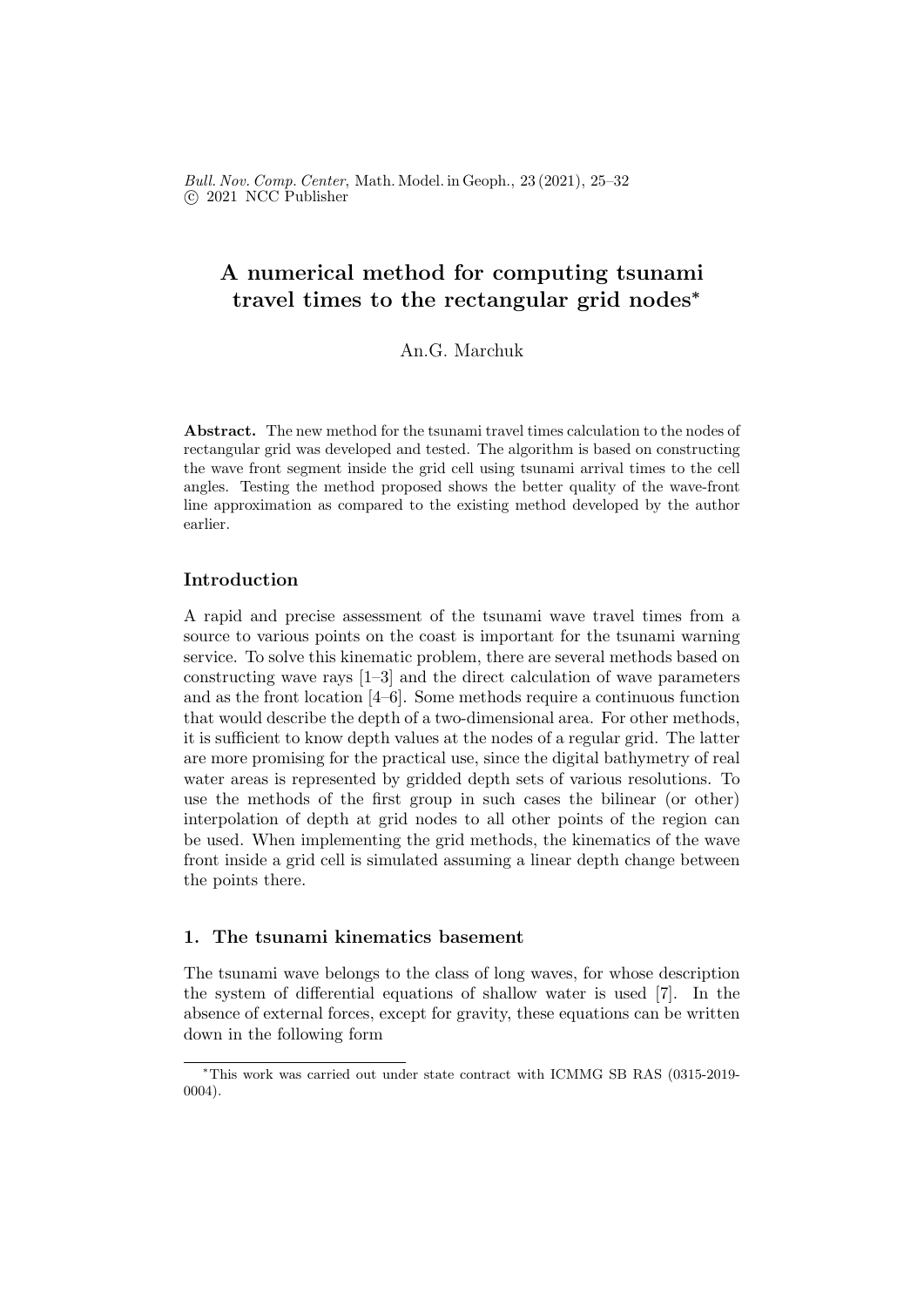# A numerical method for computing tsunami travel times to the rectangular grid nodes*

An.G. Marchuk

**Abstract.** The new method for the tsunami travel times calculation to the nodes of rectangular grid was developed and tested. The algorithm is based on constructing the wave front segment inside the grid cell using tsunami arrival times to the cell angles. Testing the method proposed shows the better quality of the wave-front line approximation as compared to the existing method developed by the author earlier.

## Introduction

A rapid and precise assessment of the tsunami wave travel times from a source to various points on the coast is important for the tsunami warning service. To solve this kinematic problem, there are several methods based on constructing wave rays [1–3] and the direct calculation of wave parameters and as the front location [4–6]. Some methods require a continuous function that would describe the depth of a two-dimensional area. For other methods, it is sufficient to know depth values at the nodes of a regular grid. The latter are more promising for the practical use, since the digital bathymetry of real water areas is represented by gridded depth sets of various resolutions. To use the methods of the first group in such cases the bilinear (or other) interpolation of depth at grid nodes to all other points of the region can be used. When implementing the grid methods, the kinematics of the wave front inside a grid cell is simulated assuming a linear depth change between the points there.

## 1. The tsunami kinematics basement

The tsunami wave belongs to the class of long waves, for whose description the system of differential equations of shallow water is used [7]. In the absence of external forces, except for gravity, these equations can be written down in the following form

---

*This work was carried out under state contract with ICMMG SB RAS (0315-2019-0004).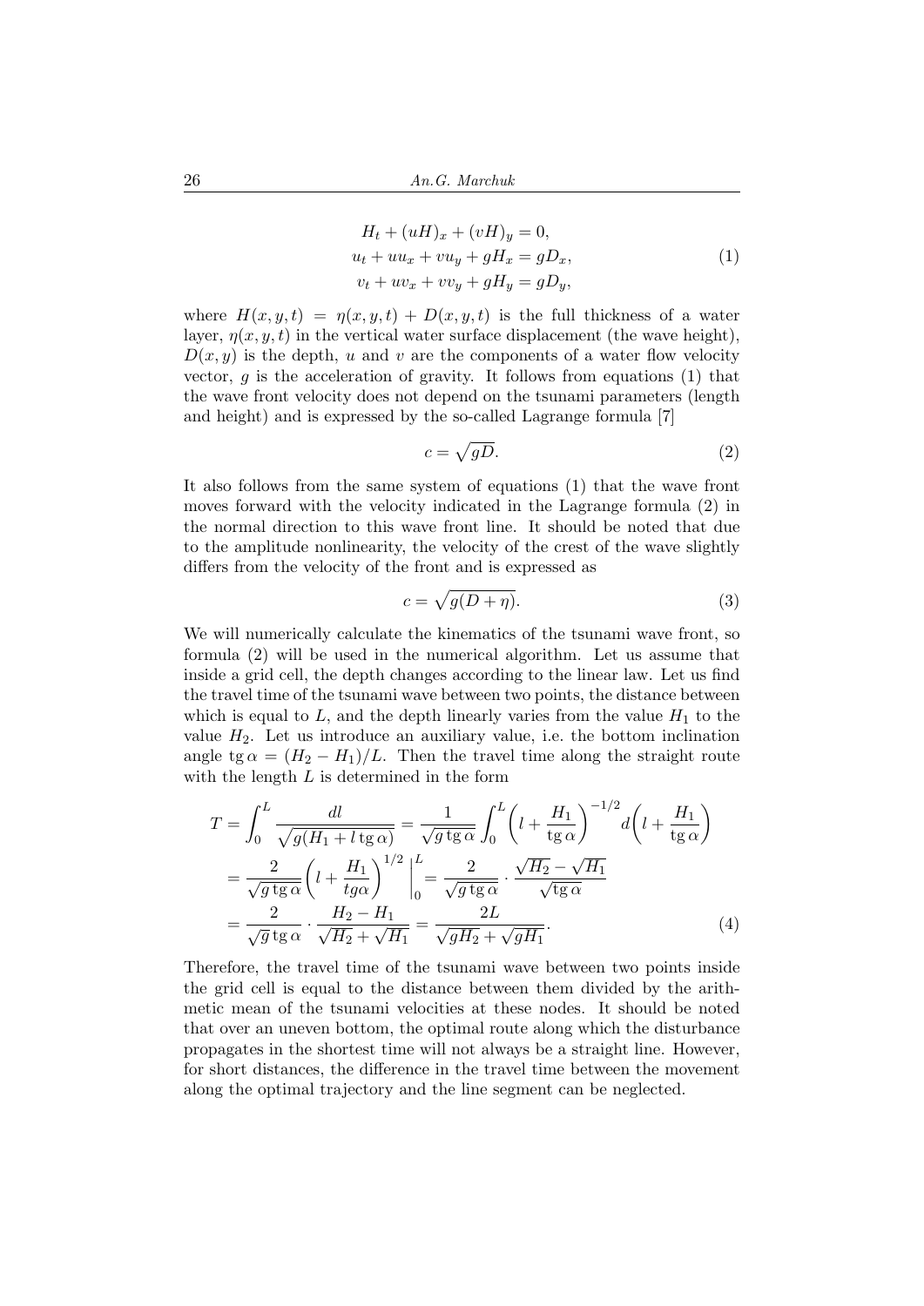$$
\begin{aligned}
&H_t + (uH)_x + (vH)_y = 0, \\
&u_t + uu_x + vu_y + gH_x = gD_x, \\
&v_t + uv_x + vv_y + gH_y = gD_y,
\end{aligned} \tag{1}
$$

where $H(x, y, t) = \eta(x, y, t) + D(x, y, t)$ is the full thickness of a water layer, $\eta(x, y, t)$ in the vertical water surface displacement (the wave height), $D(x, y)$ is the depth, $u$ and $v$ are the components of a water flow velocity vector, $g$ is the acceleration of gravity. It follows from equations (1) that the wave front velocity does not depend on the tsunami parameters (length and height) and is expressed by the so-called Lagrange formula [7]

$$
c = \sqrt{gD}. \tag{2}
$$

It also follows from the same system of equations (1) that the wave front moves forward with the velocity indicated in the Lagrange formula (2) in the normal direction to this wave front line. It should be noted that due to the amplitude nonlinearity, the velocity of the crest of the wave slightly differs from the velocity of the front and is expressed as

$$
c = \sqrt{g(D + \eta)}. \tag{3}
$$

We will numerically calculate the kinematics of the tsunami wave front, so formula (2) will be used in the numerical algorithm. Let us assume that inside a grid cell, the depth changes according to the linear law. Let us find the travel time of the tsunami wave between two points, the distance between which is equal to $L$, and the depth linearly varies from the value $H_1$ to the value $H_2$. Let us introduce an auxiliary value, i.e. the bottom inclination angle $\operatorname{tg}\alpha = (H_2 - H_1)/L$. Then the travel time along the straight route with the length $L$ is determined in the form

$$
\begin{aligned}
T &= \int_0^L \frac{dl}{\sqrt{g(H_1 + l \operatorname{tg}\alpha)}} = \frac{1}{\sqrt{g \operatorname{tg}\alpha}} \int_0^L \left( l + \frac{H_1}{\operatorname{tg}\alpha} \right)^{-1/2} d\left( l + \frac{H_1}{\operatorname{tg}\alpha} \right) \\
&= \frac{2}{\sqrt{g \operatorname{tg}\alpha}} \left( l + \frac{H_1}{tg\alpha} \right)^{1/2} \Big|_0^L = \frac{2}{\sqrt{g \operatorname{tg}\alpha}} \cdot \frac{\sqrt{H_2} - \sqrt{H_1}}{\sqrt{\operatorname{tg}\alpha}} \\
&= \frac{2}{\sqrt{g} \operatorname{tg}\alpha} \cdot \frac{H_2 - H_1}{\sqrt{H_2} + \sqrt{H_1}} = \frac{2L}{\sqrt{gH_2} + \sqrt{gH_1}}.
\end{aligned} \tag{4}
$$

Therefore, the travel time of the tsunami wave between two points inside the grid cell is equal to the distance between them divided by the arithmetic mean of the tsunami velocities at these nodes. It should be noted that over an uneven bottom, the optimal route along which the disturbance propagates in the shortest time will not always be a straight line. However, for short distances, the difference in the travel time between the movement along the optimal trajectory and the line segment can be neglected.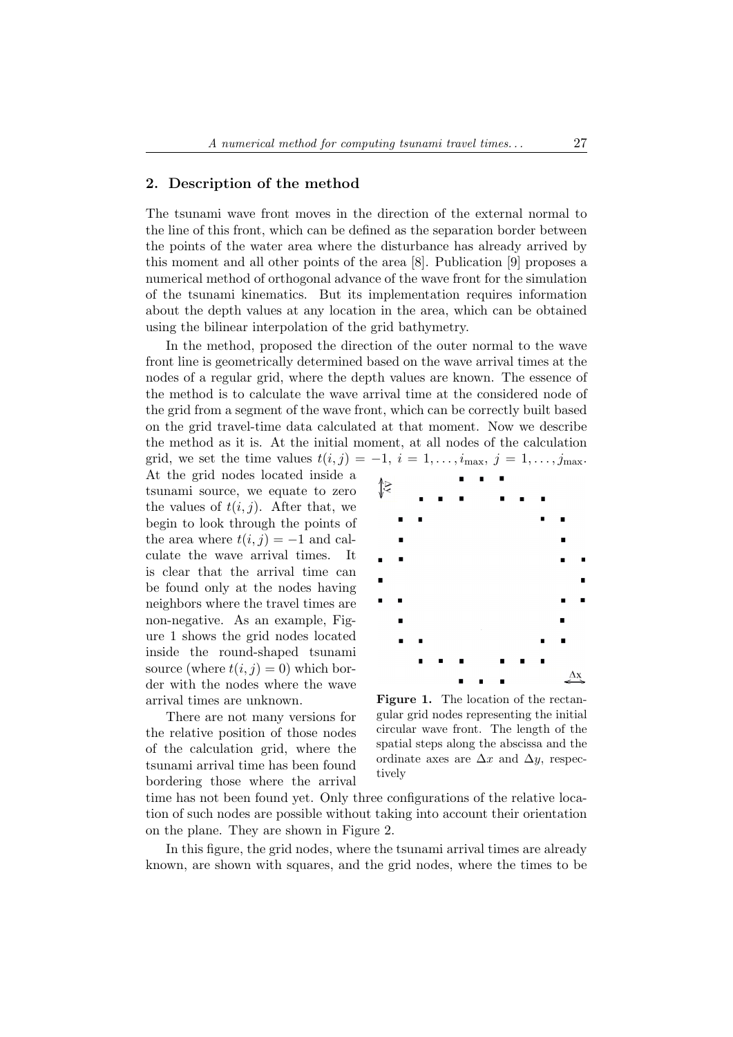## 2. Description of the method

The tsunami wave front moves in the direction of the external normal to the line of this front, which can be defined as the separation border between the points of the water area where the disturbance has already arrived by this moment and all other points of the area [8]. Publication [9] proposes a numerical method of orthogonal advance of the wave front for the simulation of the tsunami kinematics. But its implementation requires information about the depth values at any location in the area, which can be obtained using the bilinear interpolation of the grid bathymetry.

In the method, proposed the direction of the outer normal to the wave front line is geometrically determined based on the wave arrival times at the nodes of a regular grid, where the depth values are known. The essence of the method is to calculate the wave arrival time at the considered node of the grid from a segment of the wave front, which can be correctly built based on the grid travel-time data calculated at that moment. Now we describe the method as it is. At the initial moment, at all nodes of the calculation grid, we set the time values $t(i, j) = -1$, $i = 1, \ldots, i_{\max}$, $j = 1, \ldots, j_{\max}$. At the grid nodes located inside a tsunami source, we equate to zero the values of $t(i, j)$. After that, we begin to look through the points of the area where $t(i, j) = -1$ and calculate the wave arrival times. It is clear that the arrival time can be found only at the nodes having neighbors where the travel times are non-negative. As an example, Figure 1 shows the grid nodes located inside the round-shaped tsunami source (where $t(i, j) = 0$) which border with the nodes where the wave arrival times are unknown.

**Figure 1.** The location of the rectangular grid nodes representing the initial circular wave front. The length of the spatial steps along the abscissa and the ordinate axes are $\Delta x$ and $\Delta y$, respectively

There are not many versions for the relative position of those nodes of the calculation grid, where the tsunami arrival time has been found bordering those where the arrival time has not been found yet. Only three configurations of the relative location of such nodes are possible without taking into account their orientation on the plane. They are shown in Figure 2.

In this figure, the grid nodes, where the tsunami arrival times are already known, are shown with squares, and the grid nodes, where the times to be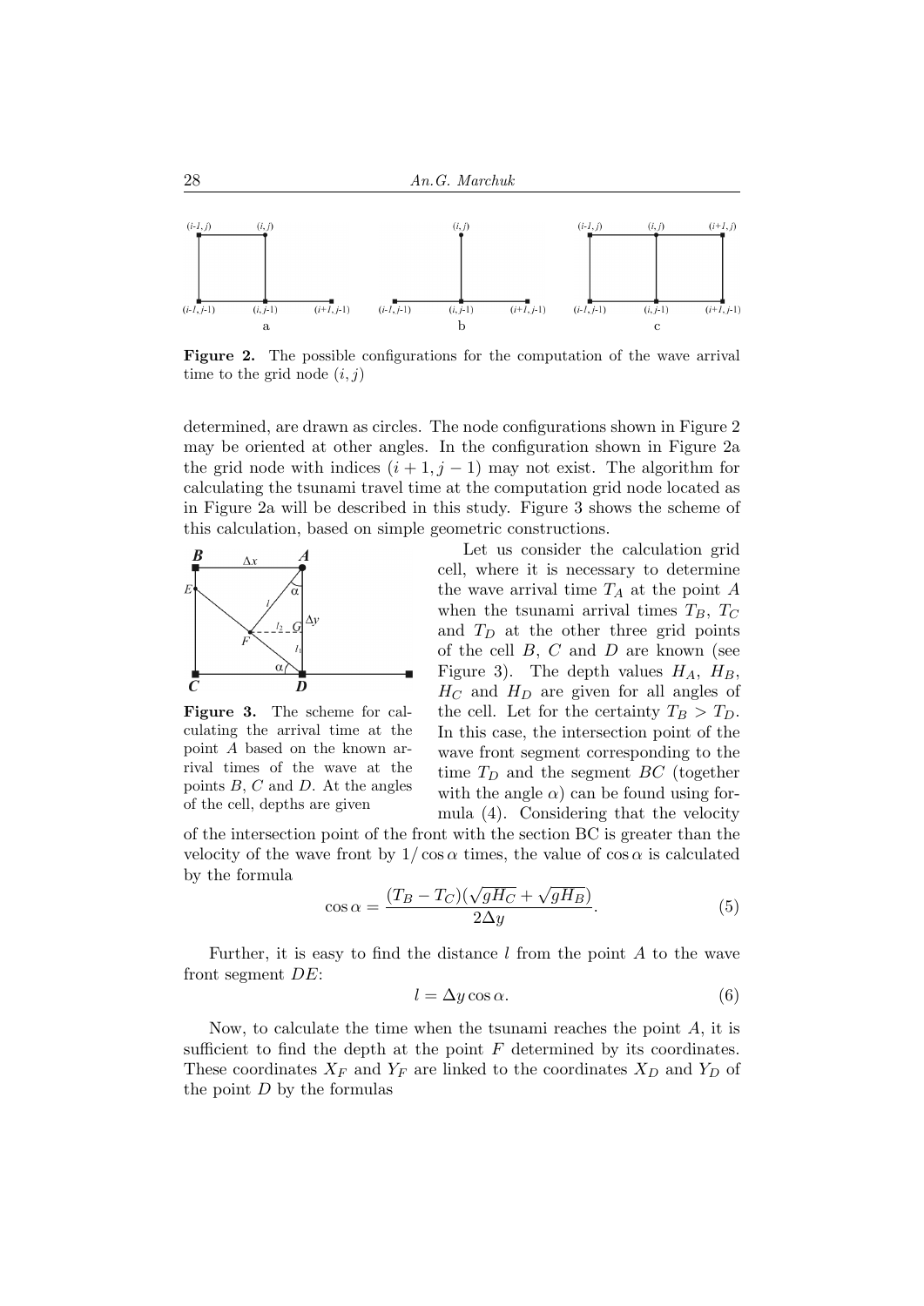**Figure 2.** The possible configurations for the computation of the wave arrival time to the grid node $(i, j)$

determined, are drawn as circles. The node configurations shown in Figure 2 may be oriented at other angles. In the configuration shown in Figure 2a the grid node with indices $(i + 1, j - 1)$ may not exist. The algorithm for calculating the tsunami travel time at the computation grid node located as in Figure 2a will be described in this study. Figure 3 shows the scheme of this calculation, based on simple geometric constructions.

**Figure 3.** The scheme for calculating the arrival time at the point $A$ based on the known arrival times of the wave at the points $B$, $C$ and $D$. At the angles of the cell, depths are given

Let us consider the calculation grid cell, where it is necessary to determine the wave arrival time $T_A$ at the point $A$ when the tsunami arrival times $T_B$, $T_C$ and $T_D$ at the other three grid points of the cell $B$, $C$ and $D$ are known (see Figure 3). The depth values $H_A$, $H_B$, $H_C$ and $H_D$ are given for all angles of the cell. Let for the certainty $T_B > T_D$. In this case, the intersection point of the wave front segment corresponding to the time $T_D$ and the segment $BC$ (together with the angle $\alpha$) can be found using formula (4). Considering that the velocity of the intersection point of the front with the section BC is greater than the velocity of the wave front by $1/\cos\alpha$ times, the value of $\cos\alpha$ is calculated by the formula

$$\cos\alpha = \frac{(T_B - T_C)(\sqrt{gH_C} + \sqrt{gH_B})}{2\Delta y}. \tag{5}$$

Further, it is easy to find the distance $l$ from the point $A$ to the wave front segment $DE$:

$$l = \Delta y \cos\alpha. \tag{6}$$

Now, to calculate the time when the tsunami reaches the point $A$, it is sufficient to find the depth at the point $F$ determined by its coordinates. These coordinates $X_F$ and $Y_F$ are linked to the coordinates $X_D$ and $Y_D$ of the point $D$ by the formulas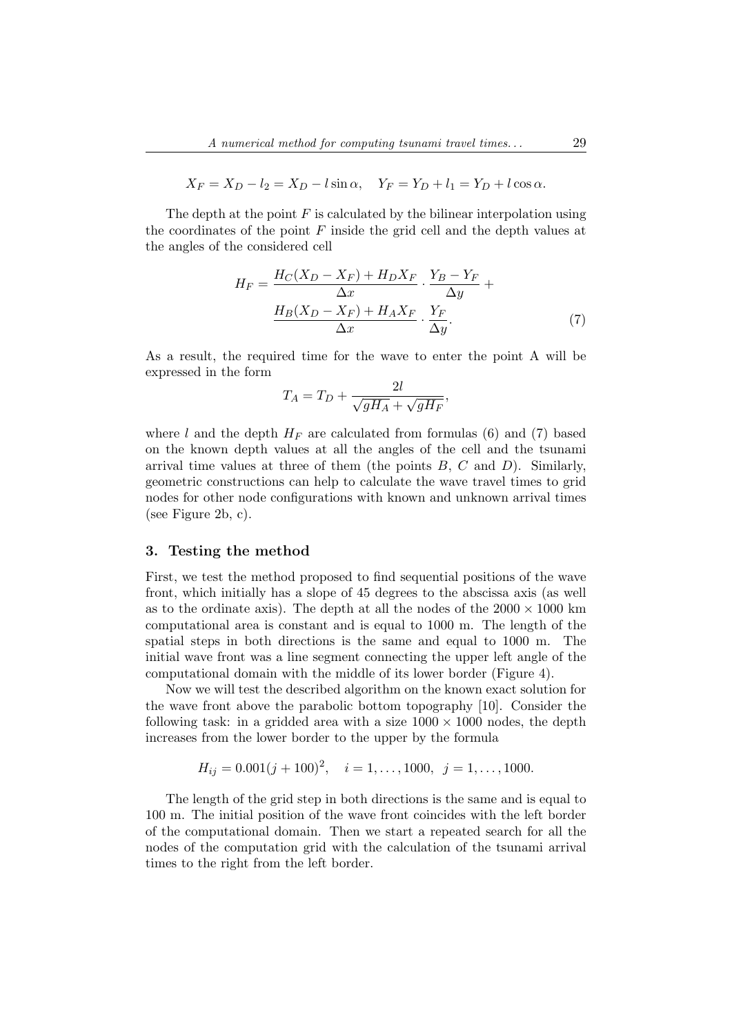$$X_F = X_D - l_2 = X_D - l\sin\alpha, \quad Y_F = Y_D + l_1 = Y_D + l\cos\alpha.$$

The depth at the point $F$ is calculated by the bilinear interpolation using the coordinates of the point $F$ inside the grid cell and the depth values at the angles of the considered cell

$$H_F = \frac{H_C(X_D - X_F) + H_D X_F}{\Delta x} \cdot \frac{Y_B - Y_F}{\Delta y} + \frac{H_B(X_D - X_F) + H_A X_F}{\Delta x} \cdot \frac{Y_F}{\Delta y}. \tag{7}$$

As a result, the required time for the wave to enter the point A will be expressed in the form

$$T_A = T_D + \frac{2l}{\sqrt{gH_A} + \sqrt{gH_F}},$$

where $l$ and the depth $H_F$ are calculated from formulas (6) and (7) based on the known depth values at all the angles of the cell and the tsunami arrival time values at three of them (the points $B$, $C$ and $D$). Similarly, geometric constructions can help to calculate the wave travel times to grid nodes for other node configurations with known and unknown arrival times (see Figure 2b, c).

## 3. Testing the method

First, we test the method proposed to find sequential positions of the wave front, which initially has a slope of 45 degrees to the abscissa axis (as well as to the ordinate axis). The depth at all the nodes of the $2000 \times 1000$ km computational area is constant and is equal to 1000 m. The length of the spatial steps in both directions is the same and equal to 1000 m. The initial wave front was a line segment connecting the upper left angle of the computational domain with the middle of its lower border (Figure 4).

Now we will test the described algorithm on the known exact solution for the wave front above the parabolic bottom topography [10]. Consider the following task: in a gridded area with a size $1000 \times 1000$ nodes, the depth increases from the lower border to the upper by the formula

$$H_{ij} = 0.001(j + 100)^2, \quad i = 1, \ldots, 1000, \;\; j = 1, \ldots, 1000.$$

The length of the grid step in both directions is the same and is equal to 100 m. The initial position of the wave front coincides with the left border of the computational domain. Then we start a repeated search for all the nodes of the computation grid with the calculation of the tsunami arrival times to the right from the left border.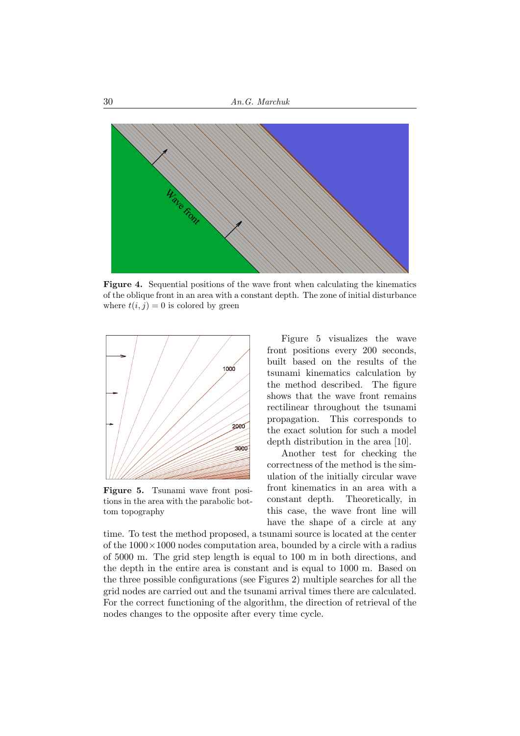**Figure 4.** Sequential positions of the wave front when calculating the kinematics of the oblique front in an area with a constant depth. The zone of initial disturbance where $t(i,j) = 0$ is colored by green

**Figure 5.** Tsunami wave front positions in the area with the parabolic bottom topography

Figure 5 visualizes the wave front positions every 200 seconds, built based on the results of the tsunami kinematics calculation by the method described. The figure shows that the wave front remains rectilinear throughout the tsunami propagation. This corresponds to the exact solution for such a model depth distribution in the area [10].

Another test for checking the correctness of the method is the simulation of the initially circular wave front kinematics in an area with a constant depth. Theoretically, in this case, the wave front line will have the shape of a circle at any time. To test the method proposed, a tsunami source is located at the center of the $1000 \times 1000$ nodes computation area, bounded by a circle with a radius of 5000 m. The grid step length is equal to 100 m in both directions, and the depth in the entire area is constant and is equal to 1000 m. Based on the three possible configurations (see Figures 2) multiple searches for all the grid nodes are carried out and the tsunami arrival times there are calculated. For the correct functioning of the algorithm, the direction of retrieval of the nodes changes to the opposite after every time cycle.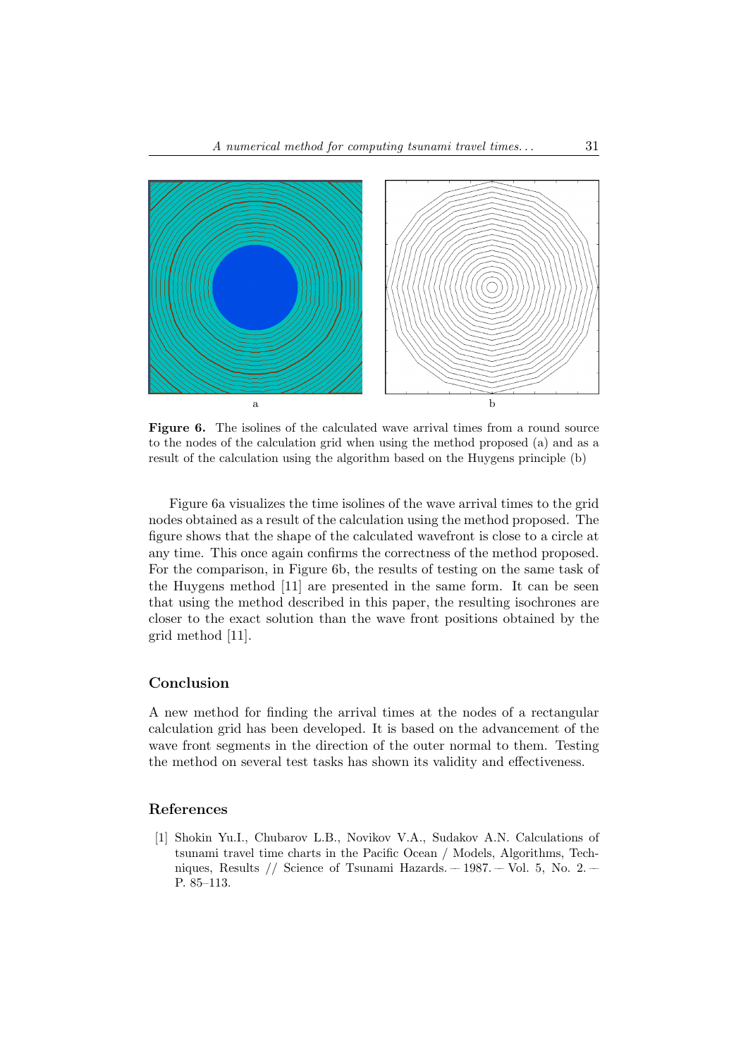**Figure 6.** The isolines of the calculated wave arrival times from a round source to the nodes of the calculation grid when using the method proposed (a) and as a result of the calculation using the algorithm based on the Huygens principle (b)

Figure 6a visualizes the time isolines of the wave arrival times to the grid nodes obtained as a result of the calculation using the method proposed. The figure shows that the shape of the calculated wavefront is close to a circle at any time. This once again confirms the correctness of the method proposed. For the comparison, in Figure 6b, the results of testing on the same task of the Huygens method [11] are presented in the same form. It can be seen that using the method described in this paper, the resulting isochrones are closer to the exact solution than the wave front positions obtained by the grid method [11].

## Conclusion

A new method for finding the arrival times at the nodes of a rectangular calculation grid has been developed. It is based on the advancement of the wave front segments in the direction of the outer normal to them. Testing the method on several test tasks has shown its validity and effectiveness.

## References

[1] Shokin Yu.I., Chubarov L.B., Novikov V.A., Sudakov A.N. Calculations of tsunami travel time charts in the Pacific Ocean / Models, Algorithms, Techniques, Results // Science of Tsunami Hazards. — 1987. — Vol. 5, No. 2. — P. 85–113.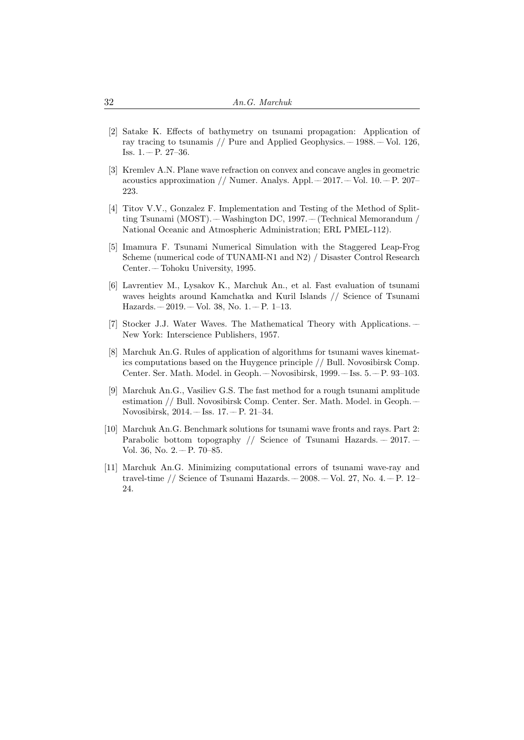[2] Satake K. Effects of bathymetry on tsunami propagation: Application of ray tracing to tsunamis // Pure and Applied Geophysics. — 1988. — Vol. 126, Iss. 1. — P. 27–36.

[3] Kremlev A.N. Plane wave refraction on convex and concave angles in geometric acoustics approximation // Numer. Analys. Appl. — 2017. — Vol. 10. — P. 207–223.

[4] Titov V.V., Gonzalez F. Implementation and Testing of the Method of Splitting Tsunami (MOST). — Washington DC, 1997. — (Technical Memorandum / National Oceanic and Atmospheric Administration; ERL PMEL-112).

[5] Imamura F. Tsunami Numerical Simulation with the Staggered Leap-Frog Scheme (numerical code of TUNAMI-N1 and N2) / Disaster Control Research Center. — Tohoku University, 1995.

[6] Lavrentiev M., Lysakov K., Marchuk An., et al. Fast evaluation of tsunami waves heights around Kamchatka and Kuril Islands // Science of Tsunami Hazards. — 2019. — Vol. 38, No. 1. — P. 1–13.

[7] Stocker J.J. Water Waves. The Mathematical Theory with Applications. — New York: Interscience Publishers, 1957.

[8] Marchuk An.G. Rules of application of algorithms for tsunami waves kinematics computations based on the Huygence principle // Bull. Novosibirsk Comp. Center. Ser. Math. Model. in Geoph. — Novosibirsk, 1999. — Iss. 5. — P. 93–103.

[9] Marchuk An.G., Vasiliev G.S. The fast method for a rough tsunami amplitude estimation // Bull. Novosibirsk Comp. Center. Ser. Math. Model. in Geoph. — Novosibirsk, 2014. — Iss. 17. — P. 21–34.

[10] Marchuk An.G. Benchmark solutions for tsunami wave fronts and rays. Part 2: Parabolic bottom topography // Science of Tsunami Hazards. — 2017. — Vol. 36, No. 2. — P. 70–85.

[11] Marchuk An.G. Minimizing computational errors of tsunami wave-ray and travel-time // Science of Tsunami Hazards. — 2008. — Vol. 27, No. 4. — P. 12–24.